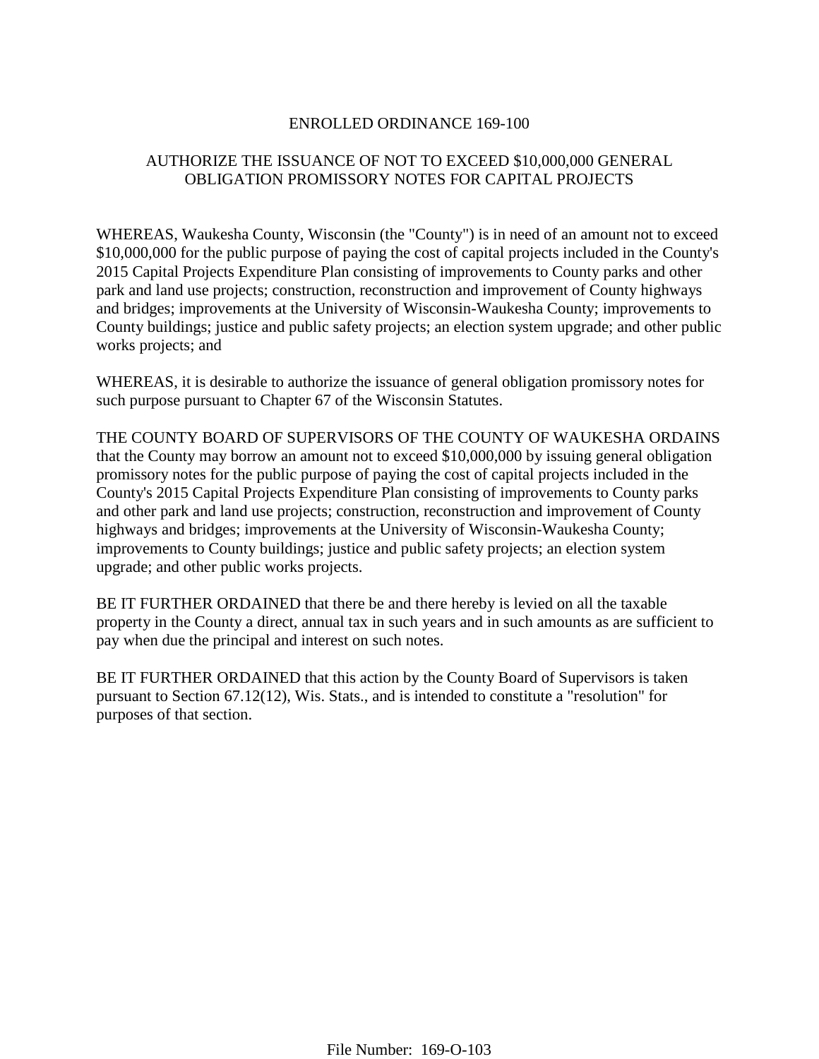# ENROLLED ORDINANCE 169-100

## AUTHORIZE THE ISSUANCE OF NOT TO EXCEED $10,000,000 GENERAL OBLIGATION PROMISSORY NOTES FOR CAPITAL PROJECTS

WHEREAS, Waukesha County, Wisconsin (the "County") is in need of an amount not to exceed $10,000,000 for the public purpose of paying the cost of capital projects included in the County's 2015 Capital Projects Expenditure Plan consisting of improvements to County parks and other park and land use projects; construction, reconstruction and improvement of County highways and bridges; improvements at the University of Wisconsin-Waukesha County; improvements to County buildings; justice and public safety projects; an election system upgrade; and other public works projects; and

WHEREAS, it is desirable to authorize the issuance of general obligation promissory notes for such purpose pursuant to Chapter 67 of the Wisconsin Statutes.

THE COUNTY BOARD OF SUPERVISORS OF THE COUNTY OF WAUKESHA ORDAINS that the County may borrow an amount not to exceed $10,000,000 by issuing general obligation promissory notes for the public purpose of paying the cost of capital projects included in the County's 2015 Capital Projects Expenditure Plan consisting of improvements to County parks and other park and land use projects; construction, reconstruction and improvement of County highways and bridges; improvements at the University of Wisconsin-Waukesha County; improvements to County buildings; justice and public safety projects; an election system upgrade; and other public works projects.

BE IT FURTHER ORDAINED that there be and there hereby is levied on all the taxable property in the County a direct, annual tax in such years and in such amounts as are sufficient to pay when due the principal and interest on such notes.

BE IT FURTHER ORDAINED that this action by the County Board of Supervisors is taken pursuant to Section 67.12(12), Wis. Stats., and is intended to constitute a "resolution" for purposes of that section.

File Number: 169-O-103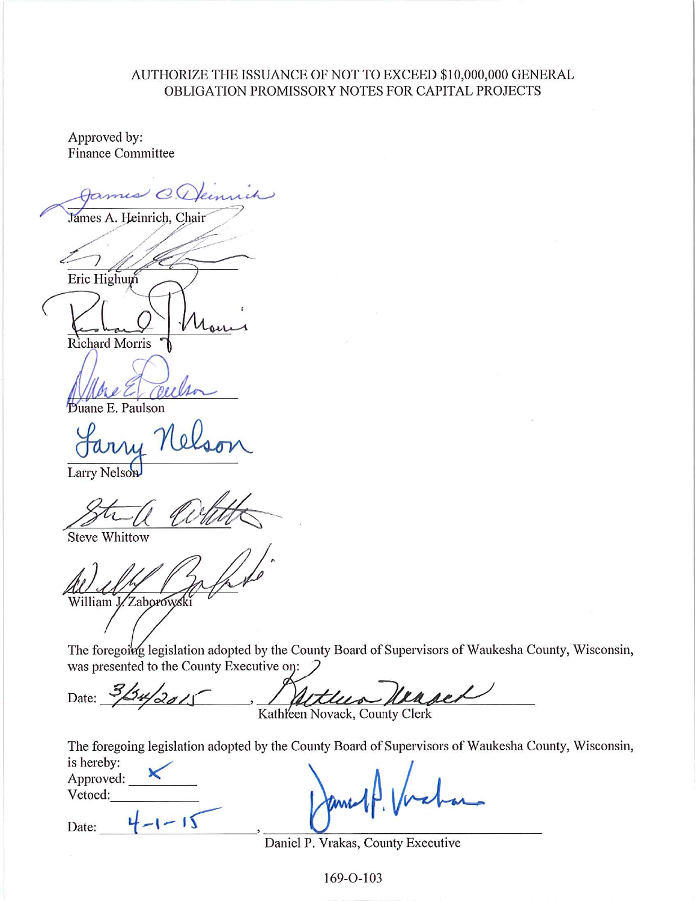AUTHORIZE THE ISSUANCE OF NOT TO EXCEED $10,000,000 GENERAL OBLIGATION PROMISSORY NOTES FOR CAPITAL PROJECTS

Approved by:
Finance Committee

James A. Heinrich, Chair

Eric Highum

Richard Morris

Duane E. Paulson

Larry Nelson

Steve Whittow

William J. Zaborowski

The foregoing legislation adopted by the County Board of Supervisors of Waukesha County, Wisconsin, was presented to the County Executive on:

Date: 3/24/2015, Kathleen Novack, County Clerk

The foregoing legislation adopted by the County Board of Supervisors of Waukesha County, Wisconsin, is hereby:

Approved: X

Vetoed: ____

Date: 4-1-15, Daniel P. Vrakas, County Executive

169-O-103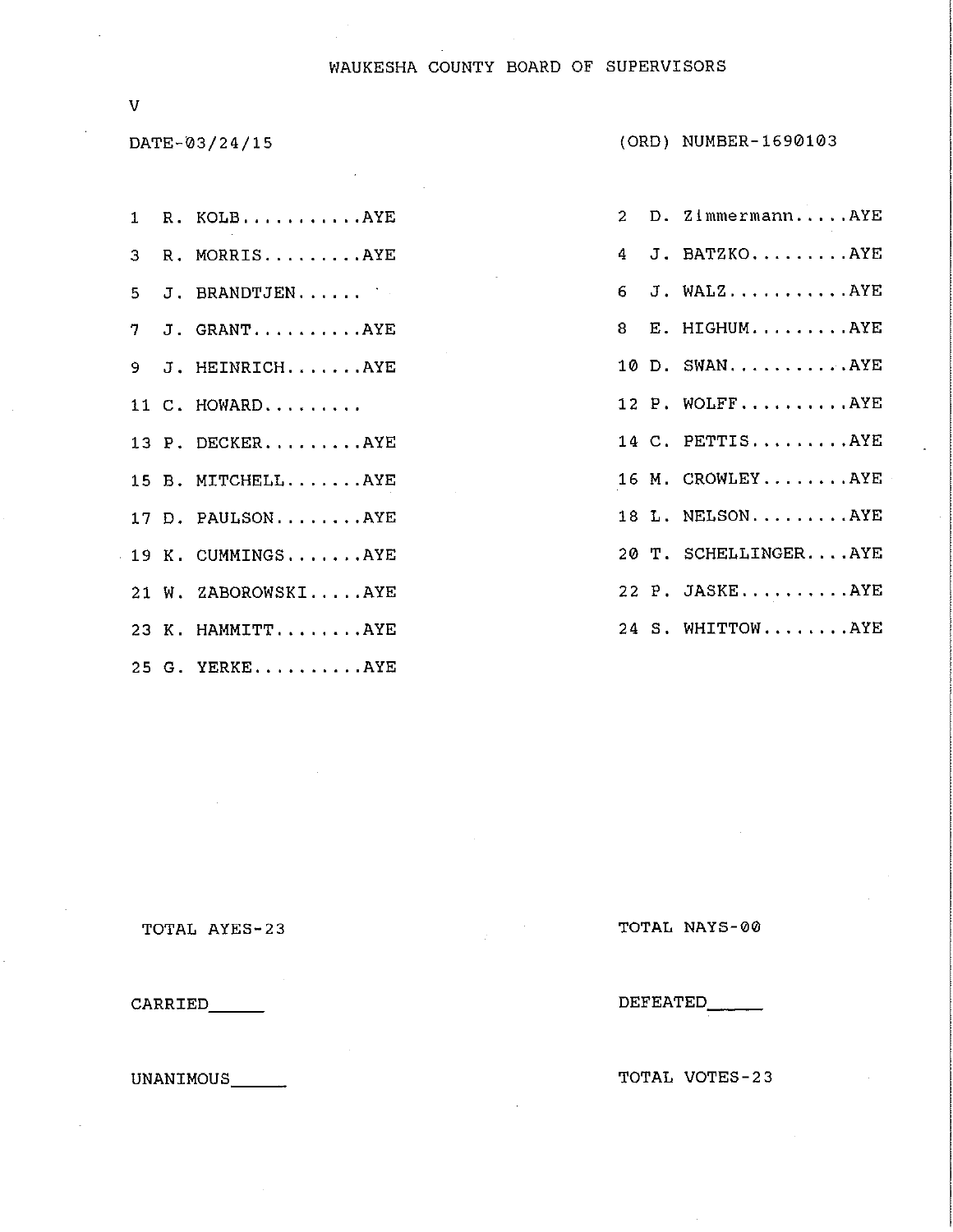WAUKESHA COUNTY BOARD OF SUPERVISORS

V

DATE-03/24/15

(ORD) NUMBER-1690103

1 R. KOLB...........AYE

2 D. Zimmermann.....AYE

3 R. MORRIS.........AYE

4 J. BATZKO.........AYE

5 J. BRANDTJEN......

6 J. WALZ...........AYE

7 J. GRANT..........AYE

8 E. HIGHUM.........AYE

9 J. HEINRICH.......AYE

10 D. SWAN...........AYE

11 C. HOWARD.........

12 P. WOLFF..........AYE

13 P. DECKER.........AYE

14 C. PETTIS.........AYE

15 B. MITCHELL.......AYE

16 M. CROWLEY........AYE

17 D. PAULSON........AYE

18 L. NELSON.........AYE

19 K. CUMMINGS.......AYE

20 T. SCHELLINGER....AYE

21 W. ZABOROWSKI.....AYE

22 P. JASKE..........AYE

23 K. HAMMITT........AYE

24 S. WHITTOW........AYE

25 G. YERKE..........AYE

TOTAL AYES-23

TOTAL NAYS-00

CARRIED______

DEFEATED_____

UNANIMOUS______

TOTAL VOTES-23